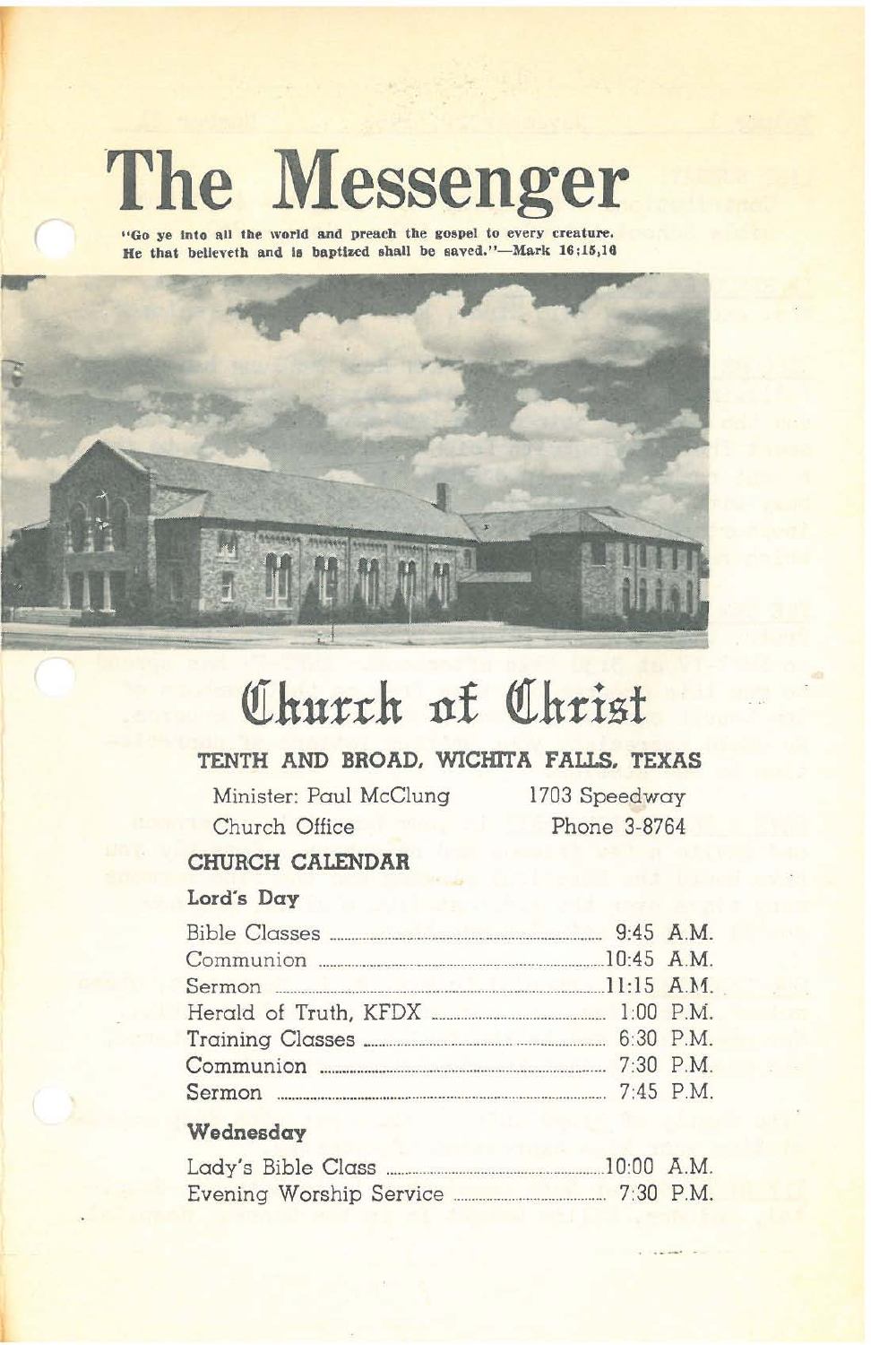# The Messenger

**"Go ye into all the world and preach the gospel to every creature. He that believeth and is baptized shall be saved."—Mark 16:15,16**

# Church of Christ

## TENTH AND BROAD, WICHITA FALLS, TEXAS

Minister: Paul McClung — 1703 Speedway
Church Office — Phone 3-8764

## CHURCH CALENDAR

### Lord's Day

| | |
|---|---|
| Bible Classes | 9:45 A.M. |
| Communion | 10:45 A.M. |
| Sermon | 11:15 A.M. |
| Herald of Truth, KFDX | 1:00 P.M. |
| Training Classes | 6:30 P.M. |
| Communion | 7:30 P.M. |
| Sermon | 7:45 P.M. |

### Wednesday

| | |
|---|---|
| Lady's Bible Class | 10:00 A.M. |
| Evening Worship Service | 7:30 P.M. |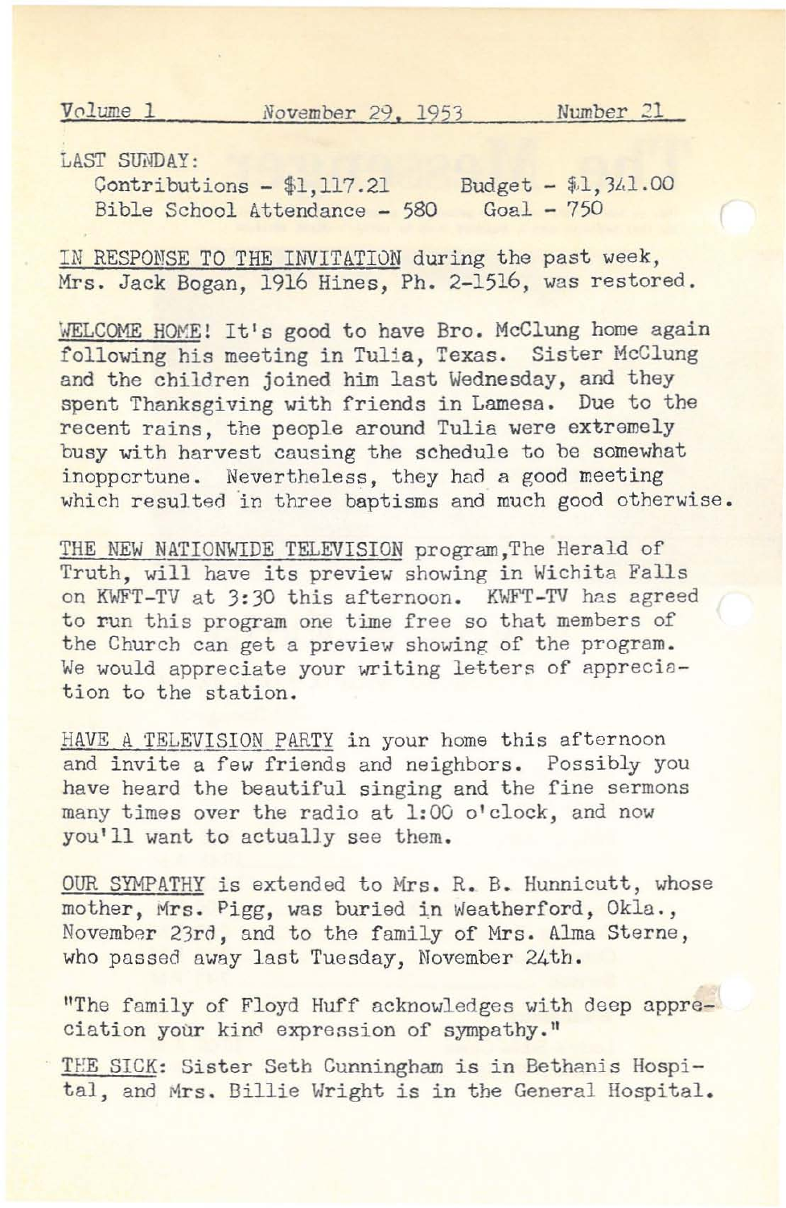Volume 1 November 29, 1953 Number 21

LAST SUNDAY:

| | |
|---|---|
| Contributions - $1,117.21 | Budget - $1,341.00 |
| Bible School Attendance - 580 | Goal - 750 |

IN RESPONSE TO THE INVITATION during the past week, Mrs. Jack Bogan, 1916 Hines, Ph. 2-1516, was restored.

WELCOME HOME! It's good to have Bro. McClung home again following his meeting in Tulia, Texas. Sister McClung and the children joined him last Wednesday, and they spent Thanksgiving with friends in Lamesa. Due to the recent rains, the people around Tulia were extremely busy with harvest causing the schedule to be somewhat inopportune. Nevertheless, they had a good meeting which resulted in three baptisms and much good otherwise.

THE NEW NATIONWIDE TELEVISION program, The Herald of Truth, will have its preview showing in Wichita Falls on KWFT-TV at 3:30 this afternoon. KWFT-TV has agreed to run this program one time free so that members of the Church can get a preview showing of the program. We would appreciate your writing letters of appreciation to the station.

HAVE A TELEVISION PARTY in your home this afternoon and invite a few friends and neighbors. Possibly you have heard the beautiful singing and the fine sermons many times over the radio at 1:00 o'clock, and now you'll want to actually see them.

OUR SYMPATHY is extended to Mrs. R. B. Hunnicutt, whose mother, Mrs. Pigg, was buried in Weatherford, Okla., November 23rd, and to the family of Mrs. Alma Sterne, who passed away last Tuesday, November 24th.

"The family of Floyd Huff acknowledges with deep appreciation your kind expression of sympathy."

THE SICK: Sister Seth Cunningham is in Bethania Hospital, and Mrs. Billie Wright is in the General Hospital.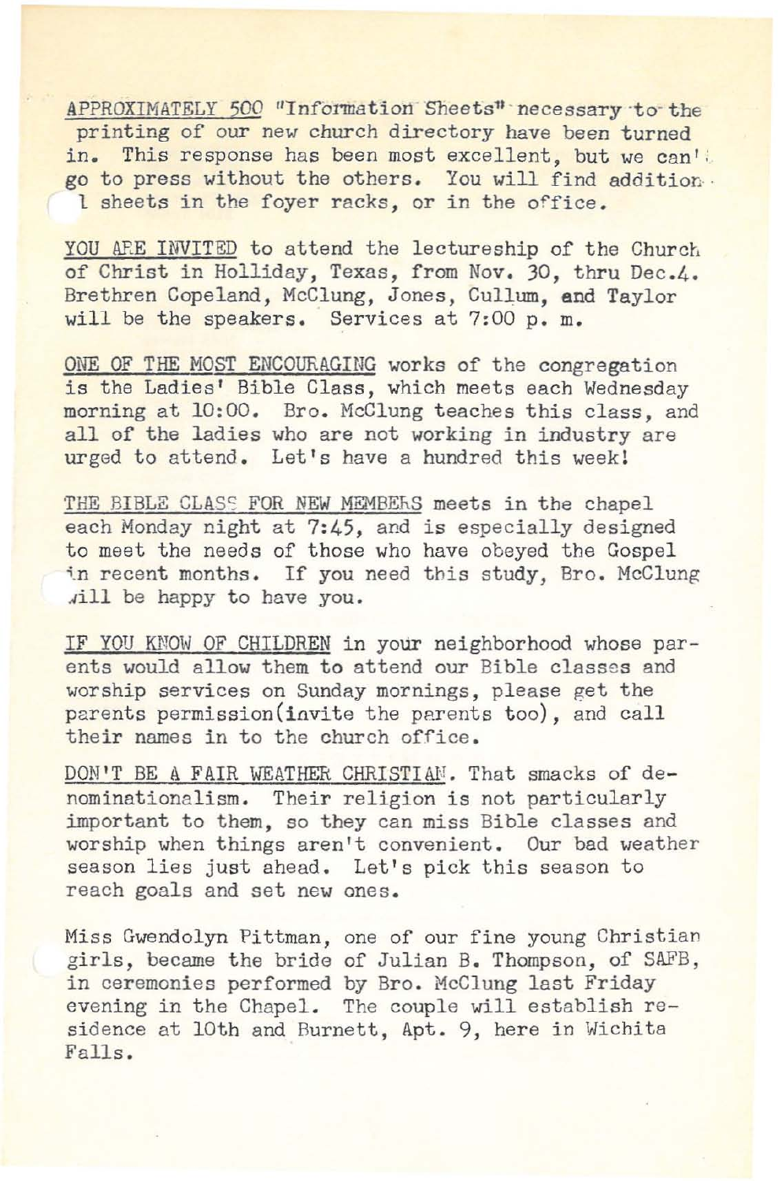APPROXIMATELY 500 "Information Sheets" necessary to the printing of our new church directory have been turned in. This response has been most excellent, but we can't go to press without the others. You will find additional sheets in the foyer racks, or in the office.

YOU ARE INVITED to attend the lectureship of the Church of Christ in Holliday, Texas, from Nov. 30, thru Dec.4. Brethren Copeland, McClung, Jones, Cullum, and Taylor will be the speakers. Services at 7:00 p. m.

ONE OF THE MOST ENCOURAGING works of the congregation is the Ladies' Bible Class, which meets each Wednesday morning at 10:00. Bro. McClung teaches this class, and all of the ladies who are not working in industry are urged to attend. Let's have a hundred this week!

THE BIBLE CLASS FOR NEW MEMBERS meets in the chapel each Monday night at 7:45, and is especially designed to meet the needs of those who have obeyed the Gospel in recent months. If you need this study, Bro. McClung will be happy to have you.

IF YOU KNOW OF CHILDREN in your neighborhood whose parents would allow them to attend our Bible classes and worship services on Sunday mornings, please get the parents permission(invite the parents too), and call their names in to the church office.

DON'T BE A FAIR WEATHER CHRISTIAN. That smacks of denominationalism. Their religion is not particularly important to them, so they can miss Bible classes and worship when things aren't convenient. Our bad weather season lies just ahead. Let's pick this season to reach goals and set new ones.

Miss Gwendolyn Pittman, one of our fine young Christian girls, became the bride of Julian B. Thompson, of SAFB, in ceremonies performed by Bro. McClung last Friday evening in the Chapel. The couple will establish residence at 10th and Burnett, Apt. 9, here in Wichita Falls.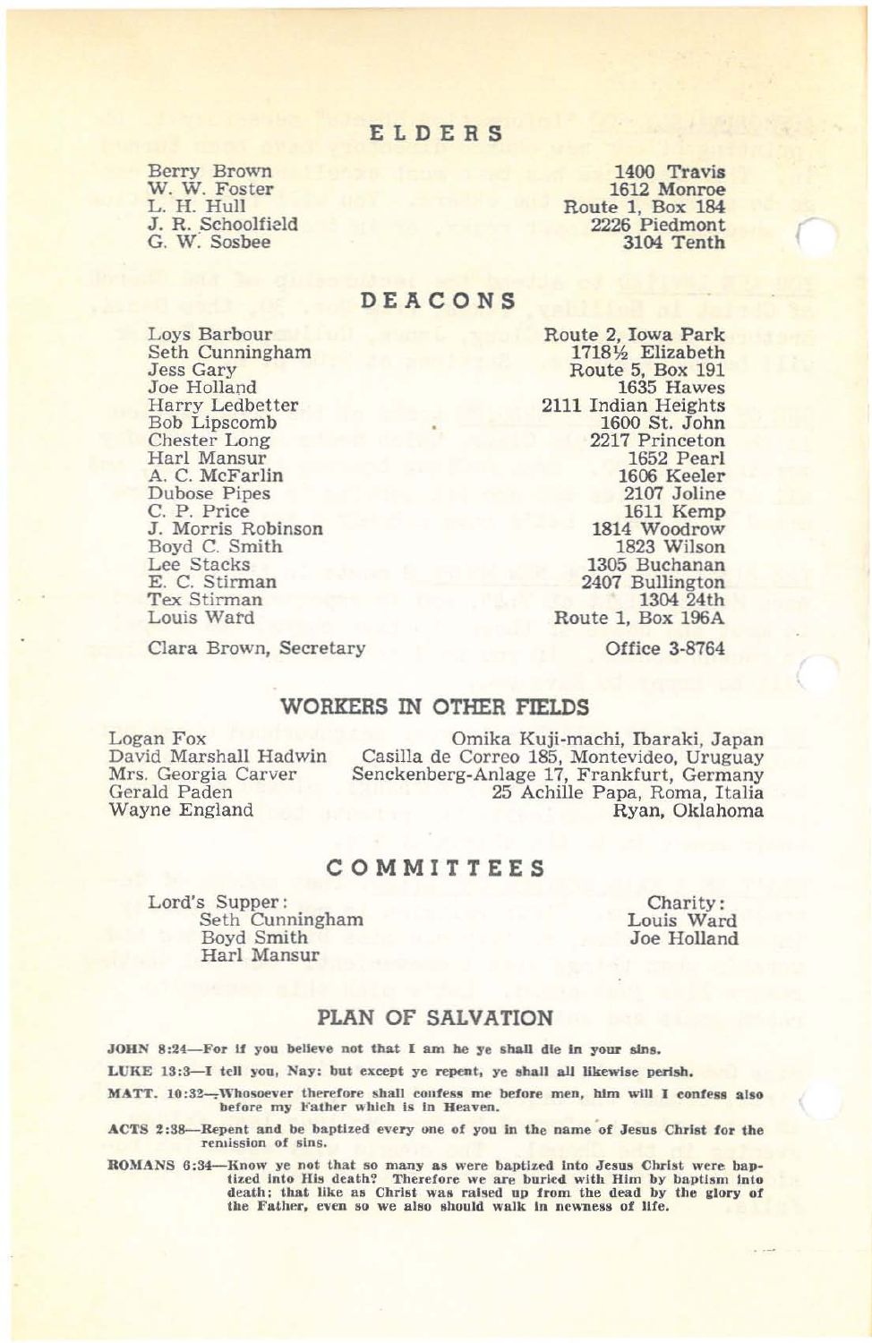## ELDERS

| | |
|---|---|
| Berry Brown | 1400 Travis |
| W. W. Foster | 1612 Monroe |
| L. H. Hull | Route 1, Box 184 |
| J. R. Schoolfield | 2226 Piedmont |
| G. W. Sosbee | 3104 Tenth |

## DEACONS

| | |
|---|---|
| Loys Barbour | Route 2, Iowa Park |
| Seth Cunningham | 1718½ Elizabeth |
| Jess Gary | Route 5, Box 191 |
| Joe Holland | 1635 Hawes |
| Harry Ledbetter | 2111 Indian Heights |
| Bob Lipscomb | 1600 St. John |
| Chester Long | 2217 Princeton |
| Harl Mansur | 1652 Pearl |
| A. C. McFarlin | 1606 Keeler |
| Dubose Pipes | 2107 Joline |
| C. P. Price | 1611 Kemp |
| J. Morris Robinson | 1814 Woodrow |
| Boyd C. Smith | 1823 Wilson |
| Lee Stacks | 1305 Buchanan |
| E. C. Stirman | 2407 Bullington |
| Tex Stirman | 1304 24th |
| Louis Ward | Route 1, Box 196A |
| Clara Brown, Secretary | Office 3-8764 |

## WORKERS IN OTHER FIELDS

| | |
|---|---|
| Logan Fox | Omika Kuji-machi, Ibaraki, Japan |
| David Marshall Hadwin | Casilla de Correo 185, Montevideo, Uruguay |
| Mrs. Georgia Carver | Senckenberg-Anlage 17, Frankfurt, Germany |
| Gerald Paden | 25 Achille Papa, Roma, Italia |
| Wayne England | Ryan, Oklahoma |

## COMMITTEES

Lord's Supper:
- Seth Cunningham
- Boyd Smith
- Harl Mansur

Charity:
- Louis Ward
- Joe Holland

## PLAN OF SALVATION

**JOHN 8:24—For if you believe not that I am he ye shall die in your sins.**

**LUKE 13:3—I tell you, Nay: but except ye repent, ye shall all likewise perish.**

**MATT. 10:32—Whosoever therefore shall confess me before men, him will I confess also before my Father which is in Heaven.**

**ACTS 2:38—Repent and be baptized every one of you in the name of Jesus Christ for the remission of sins.**

**ROMANS 6:34—Know ye not that so many as were baptized into Jesus Christ were baptized into His death? Therefore we are buried with Him by baptism into death; that like as Christ was raised up from the dead by the glory of the Father, even so we also should walk in newness of life.**